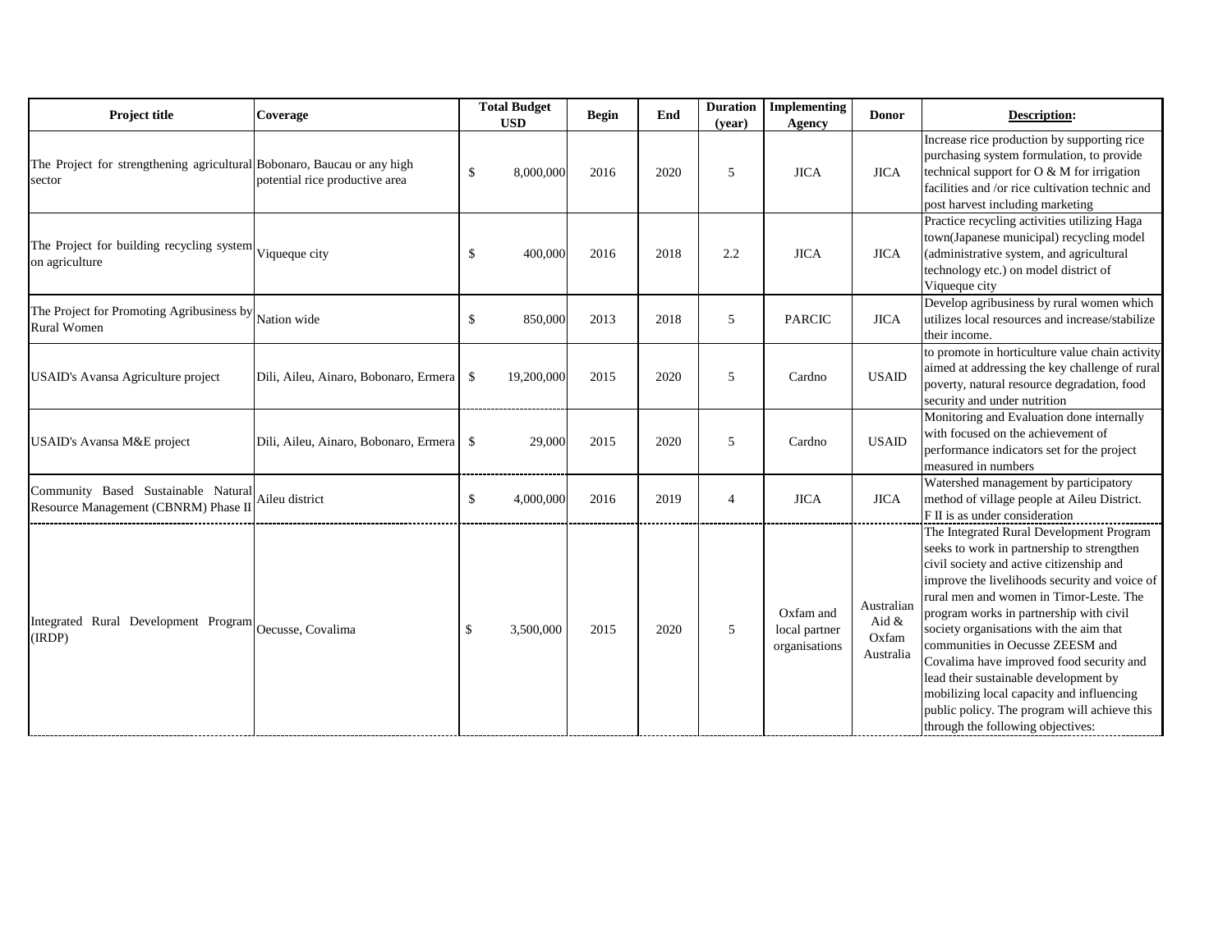| Project title | Coverage | Total Budget USD | Begin | End | Duration (year) | Implementing Agency | Donor | **Description:** |
|---|---|---|---|---|---|---|---|---|
| The Project for strengthening agricultural sector | Bobonaro, Baucau or any high potential rice productive area | $ 8,000,000 | 2016 | 2020 | 5 | JICA | JICA | Increase rice production by supporting rice purchasing system formulation, to provide technical support for O & M for irrigation facilities and /or rice cultivation technic and post harvest including marketing |
| The Project for building recycling system on agriculture | Viqueque city | $ 400,000 | 2016 | 2018 | 2.2 | JICA | JICA | Practice recycling activities utilizing Haga town(Japanese municipal) recycling model (administrative system, and agricultural technology etc.) on model district of Viqueque city |
| The Project for Promoting Agribusiness by Rural Women | Nation wide | $ 850,000 | 2013 | 2018 | 5 | PARCIC | JICA | Develop agribusiness by rural women which utilizes local resources and increase/stabilize their income. |
| USAID's Avansa Agriculture project | Dili, Aileu, Ainaro, Bobonaro, Ermera | $ 19,200,000 | 2015 | 2020 | 5 | Cardno | USAID | to promote in horticulture value chain activity aimed at addressing the key challenge of rural poverty, natural resource degradation, food security and under nutrition |
| USAID's Avansa M&E project | Dili, Aileu, Ainaro, Bobonaro, Ermera | $ 29,000 | 2015 | 2020 | 5 | Cardno | USAID | Monitoring and Evaluation done internally with focused on the achievement of performance indicators set for the project measured in numbers |
| Community Based Sustainable Natural Resource Management (CBNRM) Phase II | Aileu district | $ 4,000,000 | 2016 | 2019 | 4 | JICA | JICA | Watershed management by participatory method of village people at Aileu District. F II is as under consideration |
| Integrated Rural Development Program (IRDP) | Oecusse, Covalima | $ 3,500,000 | 2015 | 2020 | 5 | Oxfam and local partner organisations | Australian Aid & Oxfam Australia | The Integrated Rural Development Program seeks to work in partnership to strengthen civil society and active citizenship and improve the livelihoods security and voice of rural men and women in Timor-Leste. The program works in partnership with civil society organisations with the aim that communities in Oecusse ZEESM and Covalima have improved food security and lead their sustainable development by mobilizing local capacity and influencing public policy. The program will achieve this through the following objectives: |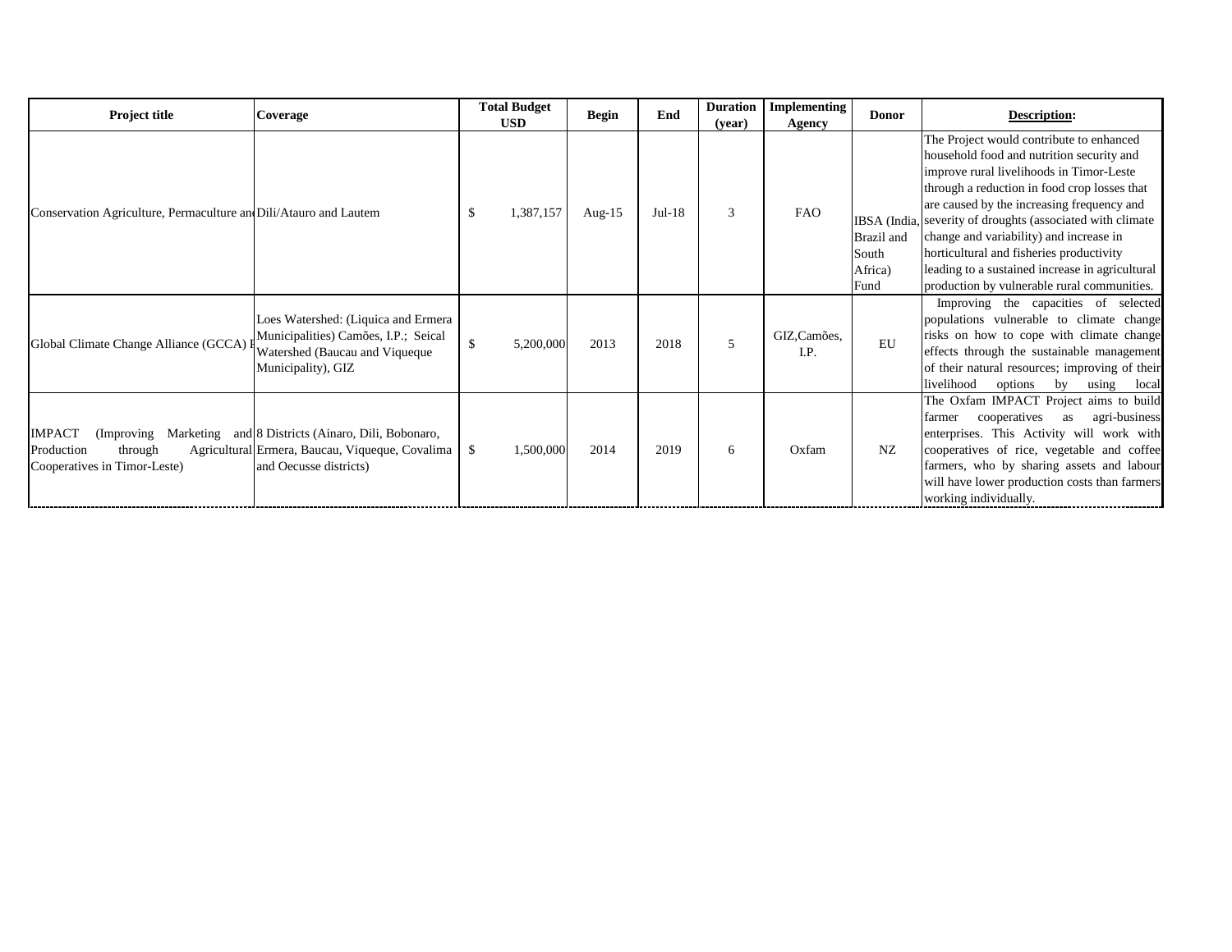| Project title | Coverage | Total Budget USD | Begin | End | Duration (year) | Implementing Agency | Donor | Description: |
|---|---|---|---|---|---|---|---|---|
| Conservation Agriculture, Permaculture an | Dili/Atauro and Lautem | $ 1,387,157 | Aug-15 | Jul-18 | 3 | FAO | IBSA (India, Brazil and South Africa) Fund | The Project would contribute to enhanced household food and nutrition security and improve rural livelihoods in Timor-Leste through a reduction in food crop losses that are caused by the increasing frequency and severity of droughts (associated with climate change and variability) and increase in horticultural and fisheries productivity leading to a sustained increase in agricultural production by vulnerable rural communities. |
| Global Climate Change Alliance (GCCA) I | Loes Watershed: (Liquica and Ermera Municipalities) Camões, I.P.; Seical Watershed (Baucau and Viqueque Municipality), GIZ | $ 5,200,000 | 2013 | 2018 | 5 | GIZ,Camões, I.P. | EU | Improving the capacities of selected populations vulnerable to climate change risks on how to cope with climate change effects through the sustainable management of their natural resources; improving of their livelihood options by using local |
| IMPACT (Improving Marketing and Production through Agricultural Cooperatives in Timor-Leste) | 8 Districts (Ainaro, Dili, Bobonaro, Ermera, Baucau, Viqueque, Covalima and Oecusse districts) | $ 1,500,000 | 2014 | 2019 | 6 | Oxfam | NZ | The Oxfam IMPACT Project aims to build farmer cooperatives as agri-business enterprises. This Activity will work with cooperatives of rice, vegetable and coffee farmers, who by sharing assets and labour will have lower production costs than farmers working individually. |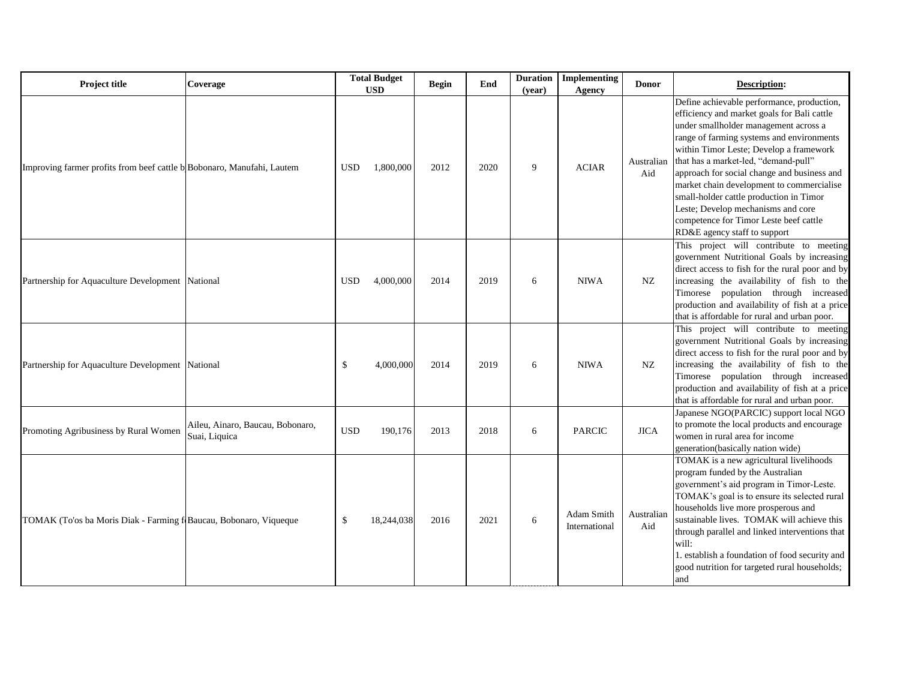| Project title | Coverage | Total Budget USD | | Begin | End | Duration (year) | Implementing Agency | Donor | **Description:** |
|---|---|---|---|---|---|---|---|---|---|
| Improving farmer profits from beef cattle b | Bobonaro, Manufahi, Lautem | USD | 1,800,000 | 2012 | 2020 | 9 | ACIAR | Australian Aid | Define achievable performance, production, efficiency and market goals for Bali cattle under smallholder management across a range of farming systems and environments within Timor Leste; Develop a framework that has a market-led, "demand-pull" approach for social change and business and market chain development to commercialise small-holder cattle production in Timor Leste; Develop mechanisms and core competence for Timor Leste beef cattle RD&E agency staff to support |
| Partnership for Aquaculture Development | National | USD | 4,000,000 | 2014 | 2019 | 6 | NIWA | NZ | This project will contribute to meeting government Nutritional Goals by increasing direct access to fish for the rural poor and by increasing the availability of fish to the Timorese population through increased production and availability of fish at a price that is affordable for rural and urban poor. |
| Partnership for Aquaculture Development | National | $ | 4,000,000 | 2014 | 2019 | 6 | NIWA | NZ | This project will contribute to meeting government Nutritional Goals by increasing direct access to fish for the rural poor and by increasing the availability of fish to the Timorese population through increased production and availability of fish at a price that is affordable for rural and urban poor. |
| Promoting Agribusiness by Rural Women | Aileu, Ainaro, Baucau, Bobonaro, Suai, Liquica | USD | 190,176 | 2013 | 2018 | 6 | PARCIC | JICA | Japanese NGO(PARCIC) support local NGO to promote the local products and encourage women in rural area for income generation(basically nation wide) |
| TOMAK (To'os ba Moris Diak - Farming f | Baucau, Bobonaro, Viqueque | $ | 18,244,038 | 2016 | 2021 | 6 | Adam Smith International | Australian Aid | TOMAK is a new agricultural livelihoods program funded by the Australian government's aid program in Timor-Leste. TOMAK's goal is to ensure its selected rural households live more prosperous and sustainable lives. TOMAK will achieve this through parallel and linked interventions that will:<br>1. establish a foundation of food security and good nutrition for targeted rural households; and |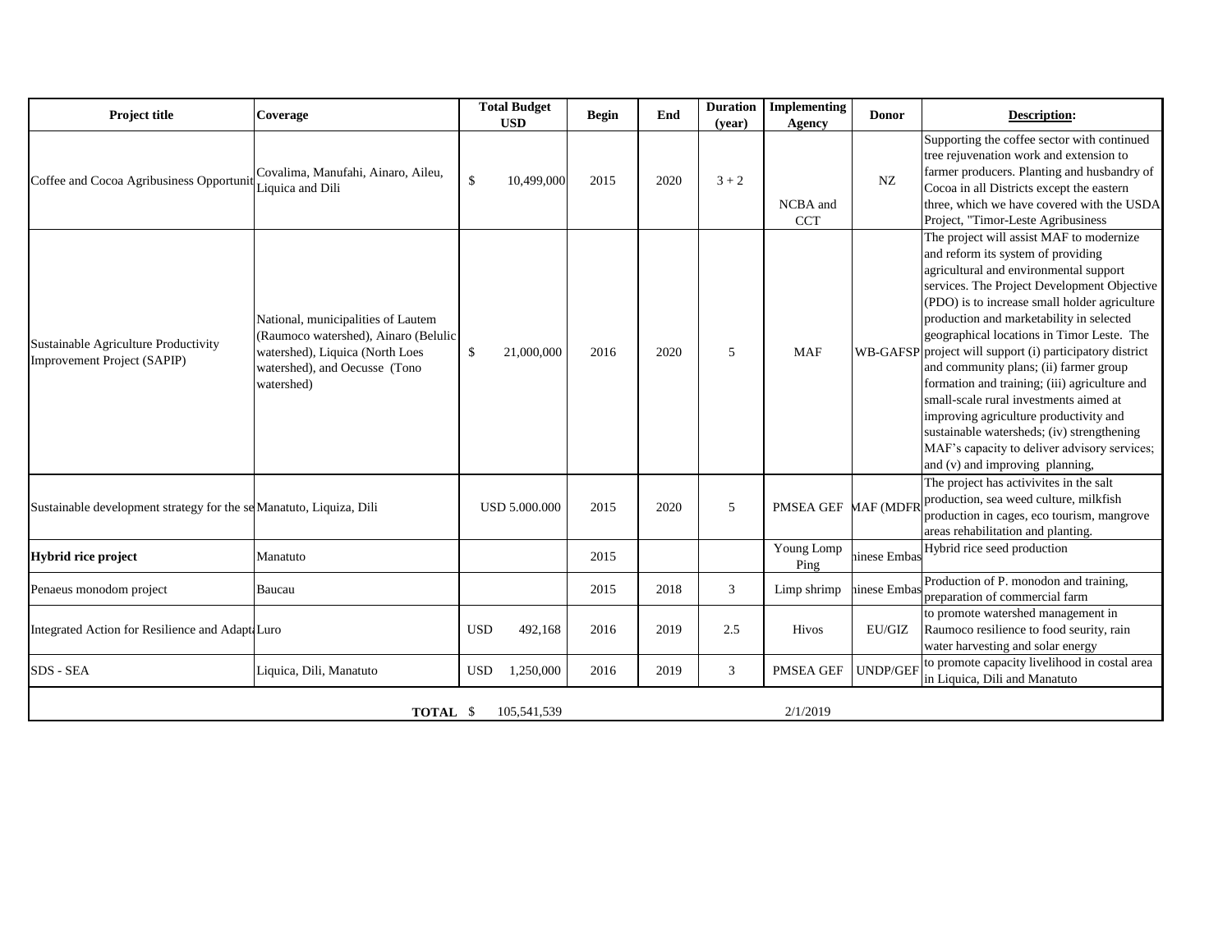| Project title | Coverage | Total Budget USD | Begin | End | Duration (year) | Implementing Agency | Donor | **Description:** |
|---|---|---|---|---|---|---|---|---|
| Coffee and Cocoa Agribusiness Opportunit | Covalima, Manufahi, Ainaro, Aileu, Liquica and Dili | $ 10,499,000 | 2015 | 2020 | 3 + 2 | NCBA and CCT | NZ | Supporting the coffee sector with continued tree rejuvenation work and extension to farmer producers. Planting and husbandry of Cocoa in all Districts except the eastern three, which we have covered with the USDA Project, "Timor-Leste Agribusiness |
| Sustainable Agriculture Productivity Improvement Project (SAPIP) | National, municipalities of Lautem (Raumoco watershed), Ainaro (Belulic watershed), Liquica (North Loes watershed), and Oecusse (Tono watershed) | $ 21,000,000 | 2016 | 2020 | 5 | MAF | WB-GAFSP | The project will assist MAF to modernize and reform its system of providing agricultural and environmental support services. The Project Development Objective (PDO) is to increase small holder agriculture production and marketability in selected geographical locations in Timor Leste. The project will support (i) participatory district and community plans; (ii) farmer group formation and training; (iii) agriculture and small-scale rural investments aimed at improving agriculture productivity and sustainable watersheds; (iv) strengthening MAF's capacity to deliver advisory services; and (v) and improving planning, |
| Sustainable development strategy for the se | Manatuto, Liquiza, Dili | USD 5.000.000 | 2015 | 2020 | 5 | PMSEA GEF | MAF (MDFR | The project has activivites in the salt production, sea weed culture, milkfish production in cages, eco tourism, mangrove areas rehabilitation and planting. |
| **Hybrid rice project** | Manatuto | | 2015 | | | Young Lomp Ping | hinese Embas | Hybrid rice seed production |
| Penaeus monodom project | Baucau | | 2015 | 2018 | 3 | Limp shrimp | hinese Embas | Production of P. monodon and training, preparation of commercial farm |
| Integrated Action for Resilience and Adapta | Luro | USD 492,168 | 2016 | 2019 | 2.5 | Hivos | EU/GIZ | to promote watershed management in Raumoco resilience to food seurity, rain water harvesting and solar energy |
| SDS - SEA | Liquica, Dili, Manatuto | USD 1,250,000 | 2016 | 2019 | 3 | PMSEA GEF | UNDP/GEF | to promote capacity livelihood in costal area in Liquica, Dili and Manatuto |
| | **TOTAL** | $ 105,541,539 | | | | 2/1/2019 | | |